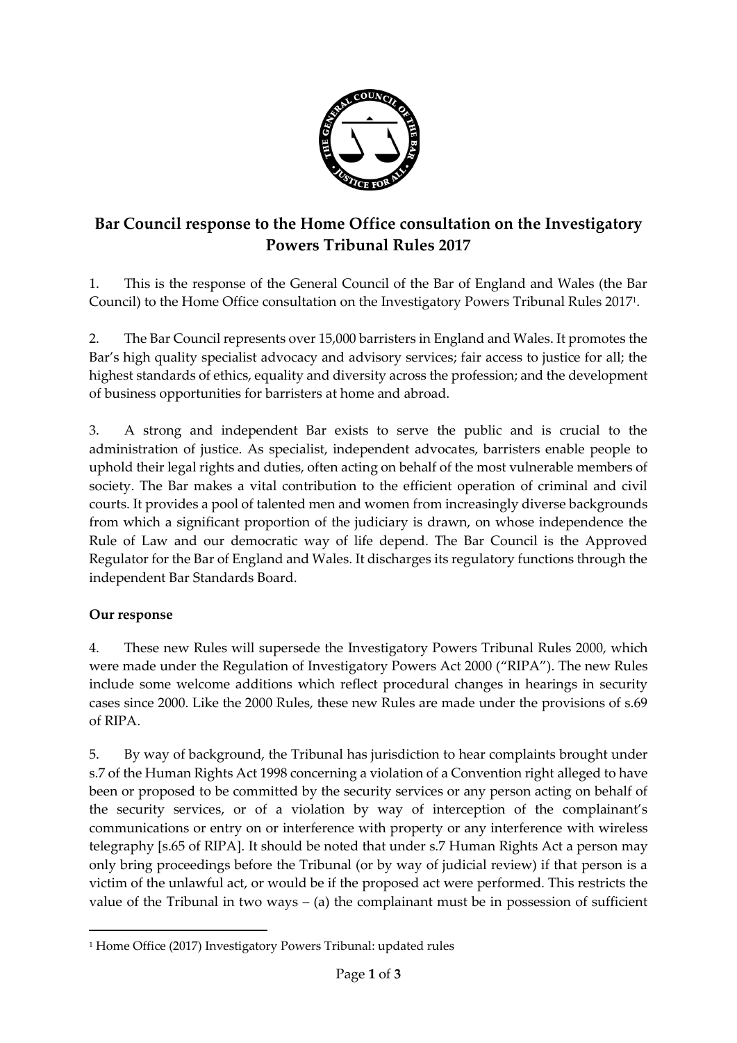# Bar Council response to the Home Office consultation on the Investigatory Powers Tribunal Rules 2017

1. This is the response of the General Council of the Bar of England and Wales (the Bar Council) to the Home Office consultation on the Investigatory Powers Tribunal Rules 2017[1].

2. The Bar Council represents over 15,000 barristers in England and Wales. It promotes the Bar's high quality specialist advocacy and advisory services; fair access to justice for all; the highest standards of ethics, equality and diversity across the profession; and the development of business opportunities for barristers at home and abroad.

3. A strong and independent Bar exists to serve the public and is crucial to the administration of justice. As specialist, independent advocates, barristers enable people to uphold their legal rights and duties, often acting on behalf of the most vulnerable members of society. The Bar makes a vital contribution to the efficient operation of criminal and civil courts. It provides a pool of talented men and women from increasingly diverse backgrounds from which a significant proportion of the judiciary is drawn, on whose independence the Rule of Law and our democratic way of life depend. The Bar Council is the Approved Regulator for the Bar of England and Wales. It discharges its regulatory functions through the independent Bar Standards Board.

**Our response**

4. These new Rules will supersede the Investigatory Powers Tribunal Rules 2000, which were made under the Regulation of Investigatory Powers Act 2000 ("RIPA"). The new Rules include some welcome additions which reflect procedural changes in hearings in security cases since 2000. Like the 2000 Rules, these new Rules are made under the provisions of s.69 of RIPA.

5. By way of background, the Tribunal has jurisdiction to hear complaints brought under s.7 of the Human Rights Act 1998 concerning a violation of a Convention right alleged to have been or proposed to be committed by the security services or any person acting on behalf of the security services, or of a violation by way of interception of the complainant's communications or entry on or interference with property or any interference with wireless telegraphy [s.65 of RIPA]. It should be noted that under s.7 Human Rights Act a person may only bring proceedings before the Tribunal (or by way of judicial review) if that person is a victim of the unlawful act, or would be if the proposed act were performed. This restricts the value of the Tribunal in two ways – (a) the complainant must be in possession of sufficient

[1] Home Office (2017) Investigatory Powers Tribunal: updated rules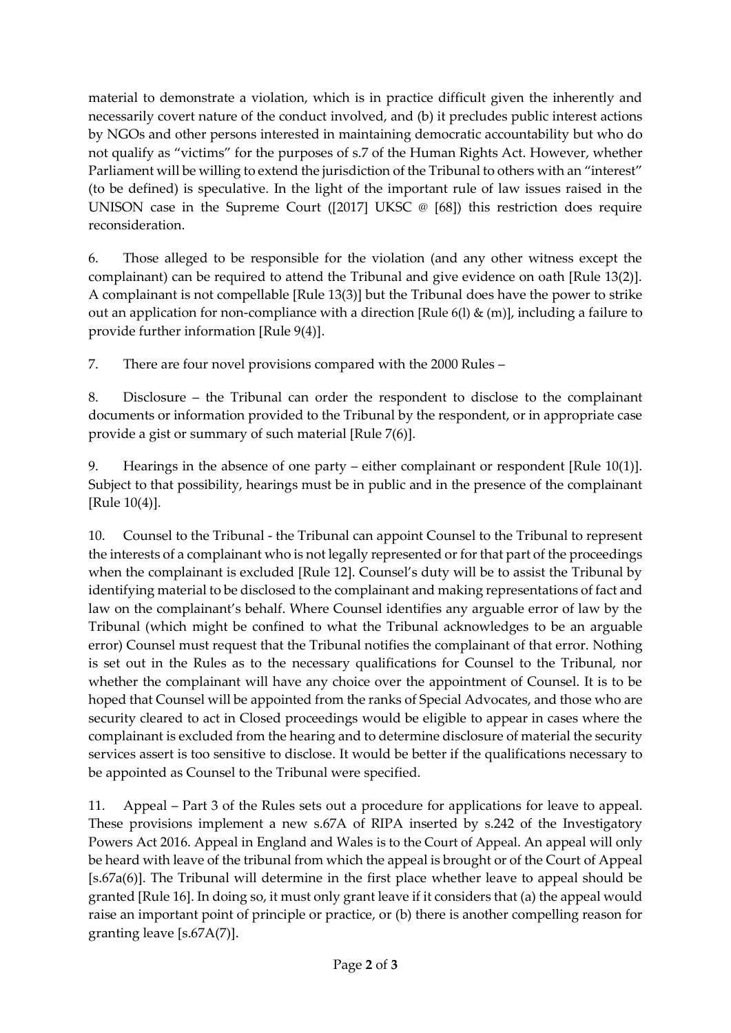material to demonstrate a violation, which is in practice difficult given the inherently and necessarily covert nature of the conduct involved, and (b) it precludes public interest actions by NGOs and other persons interested in maintaining democratic accountability but who do not qualify as "victims" for the purposes of s.7 of the Human Rights Act. However, whether Parliament will be willing to extend the jurisdiction of the Tribunal to others with an "interest" (to be defined) is speculative. In the light of the important rule of law issues raised in the UNISON case in the Supreme Court ([2017] UKSC @ [68]) this restriction does require reconsideration.

6. Those alleged to be responsible for the violation (and any other witness except the complainant) can be required to attend the Tribunal and give evidence on oath [Rule 13(2)]. A complainant is not compellable [Rule 13(3)] but the Tribunal does have the power to strike out an application for non-compliance with a direction [Rule 6(l) & (m)], including a failure to provide further information [Rule 9(4)].

7. There are four novel provisions compared with the 2000 Rules –

8. Disclosure – the Tribunal can order the respondent to disclose to the complainant documents or information provided to the Tribunal by the respondent, or in appropriate case provide a gist or summary of such material [Rule 7(6)].

9. Hearings in the absence of one party – either complainant or respondent [Rule 10(1)]. Subject to that possibility, hearings must be in public and in the presence of the complainant [Rule 10(4)].

10. Counsel to the Tribunal - the Tribunal can appoint Counsel to the Tribunal to represent the interests of a complainant who is not legally represented or for that part of the proceedings when the complainant is excluded [Rule 12]. Counsel's duty will be to assist the Tribunal by identifying material to be disclosed to the complainant and making representations of fact and law on the complainant's behalf. Where Counsel identifies any arguable error of law by the Tribunal (which might be confined to what the Tribunal acknowledges to be an arguable error) Counsel must request that the Tribunal notifies the complainant of that error. Nothing is set out in the Rules as to the necessary qualifications for Counsel to the Tribunal, nor whether the complainant will have any choice over the appointment of Counsel. It is to be hoped that Counsel will be appointed from the ranks of Special Advocates, and those who are security cleared to act in Closed proceedings would be eligible to appear in cases where the complainant is excluded from the hearing and to determine disclosure of material the security services assert is too sensitive to disclose. It would be better if the qualifications necessary to be appointed as Counsel to the Tribunal were specified.

11. Appeal – Part 3 of the Rules sets out a procedure for applications for leave to appeal. These provisions implement a new s.67A of RIPA inserted by s.242 of the Investigatory Powers Act 2016. Appeal in England and Wales is to the Court of Appeal. An appeal will only be heard with leave of the tribunal from which the appeal is brought or of the Court of Appeal [s.67a(6)]. The Tribunal will determine in the first place whether leave to appeal should be granted [Rule 16]. In doing so, it must only grant leave if it considers that (a) the appeal would raise an important point of principle or practice, or (b) there is another compelling reason for granting leave [s.67A(7)].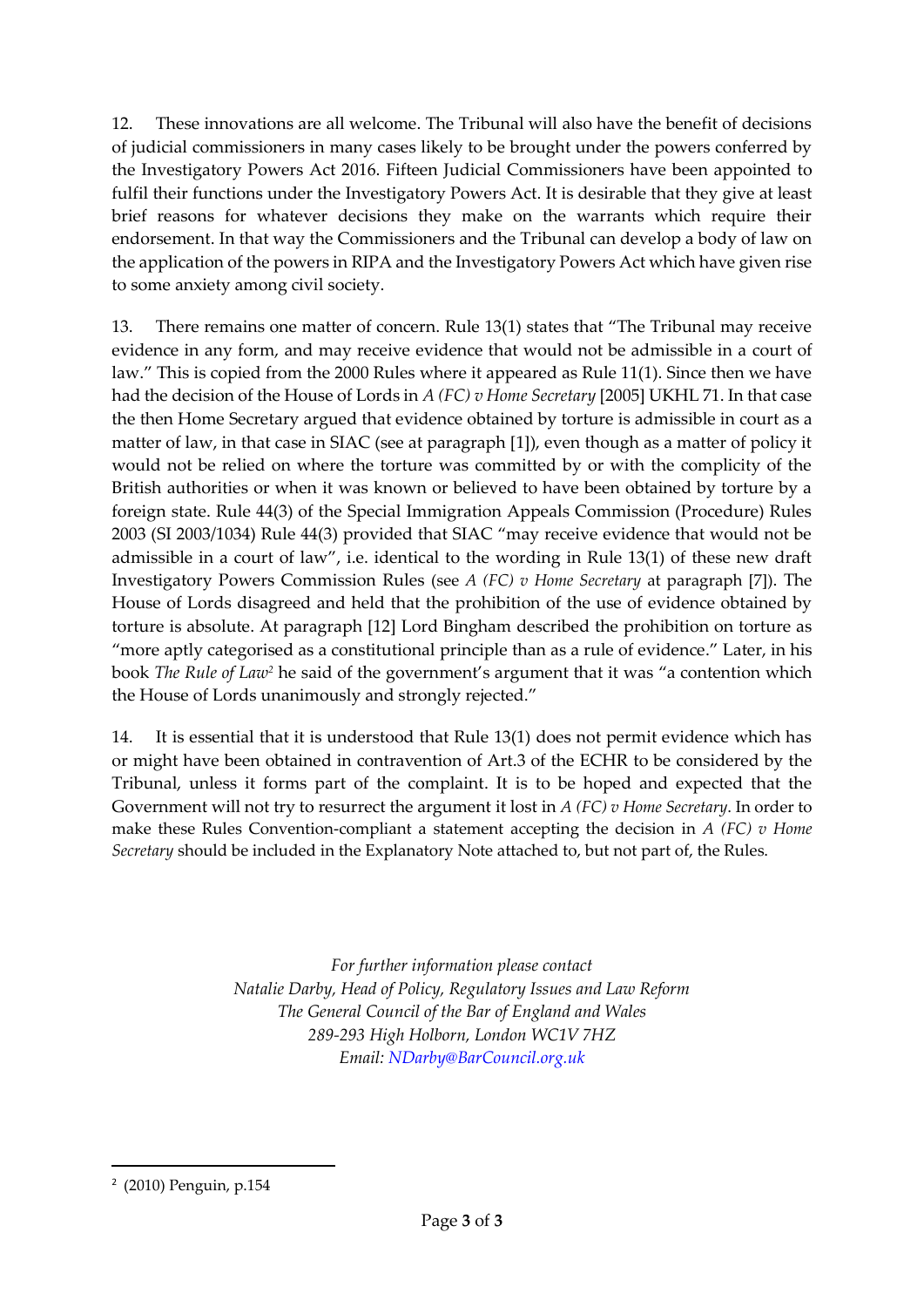12. These innovations are all welcome. The Tribunal will also have the benefit of decisions of judicial commissioners in many cases likely to be brought under the powers conferred by the Investigatory Powers Act 2016. Fifteen Judicial Commissioners have been appointed to fulfil their functions under the Investigatory Powers Act. It is desirable that they give at least brief reasons for whatever decisions they make on the warrants which require their endorsement. In that way the Commissioners and the Tribunal can develop a body of law on the application of the powers in RIPA and the Investigatory Powers Act which have given rise to some anxiety among civil society.

13. There remains one matter of concern. Rule 13(1) states that "The Tribunal may receive evidence in any form, and may receive evidence that would not be admissible in a court of law." This is copied from the 2000 Rules where it appeared as Rule 11(1). Since then we have had the decision of the House of Lords in *A (FC) v Home Secretary* [2005] UKHL 71. In that case the then Home Secretary argued that evidence obtained by torture is admissible in court as a matter of law, in that case in SIAC (see at paragraph [1]), even though as a matter of policy it would not be relied on where the torture was committed by or with the complicity of the British authorities or when it was known or believed to have been obtained by torture by a foreign state. Rule 44(3) of the Special Immigration Appeals Commission (Procedure) Rules 2003 (SI 2003/1034) Rule 44(3) provided that SIAC "may receive evidence that would not be admissible in a court of law", i.e. identical to the wording in Rule 13(1) of these new draft Investigatory Powers Commission Rules (see *A (FC) v Home Secretary* at paragraph [7]). The House of Lords disagreed and held that the prohibition of the use of evidence obtained by torture is absolute. At paragraph [12] Lord Bingham described the prohibition on torture as "more aptly categorised as a constitutional principle than as a rule of evidence." Later, in his book *The Rule of Law*[2] he said of the government's argument that it was "a contention which the House of Lords unanimously and strongly rejected."

14. It is essential that it is understood that Rule 13(1) does not permit evidence which has or might have been obtained in contravention of Art.3 of the ECHR to be considered by the Tribunal, unless it forms part of the complaint. It is to be hoped and expected that the Government will not try to resurrect the argument it lost in *A (FC) v Home Secretary*. In order to make these Rules Convention-compliant a statement accepting the decision in *A (FC) v Home Secretary* should be included in the Explanatory Note attached to, but not part of, the Rules.

*For further information please contact*
*Natalie Darby, Head of Policy, Regulatory Issues and Law Reform*
*The General Council of the Bar of England and Wales*
*289-293 High Holborn, London WC1V 7HZ*
*Email: NDarby@BarCouncil.org.uk*

---

[2] (2010) Penguin, p.154